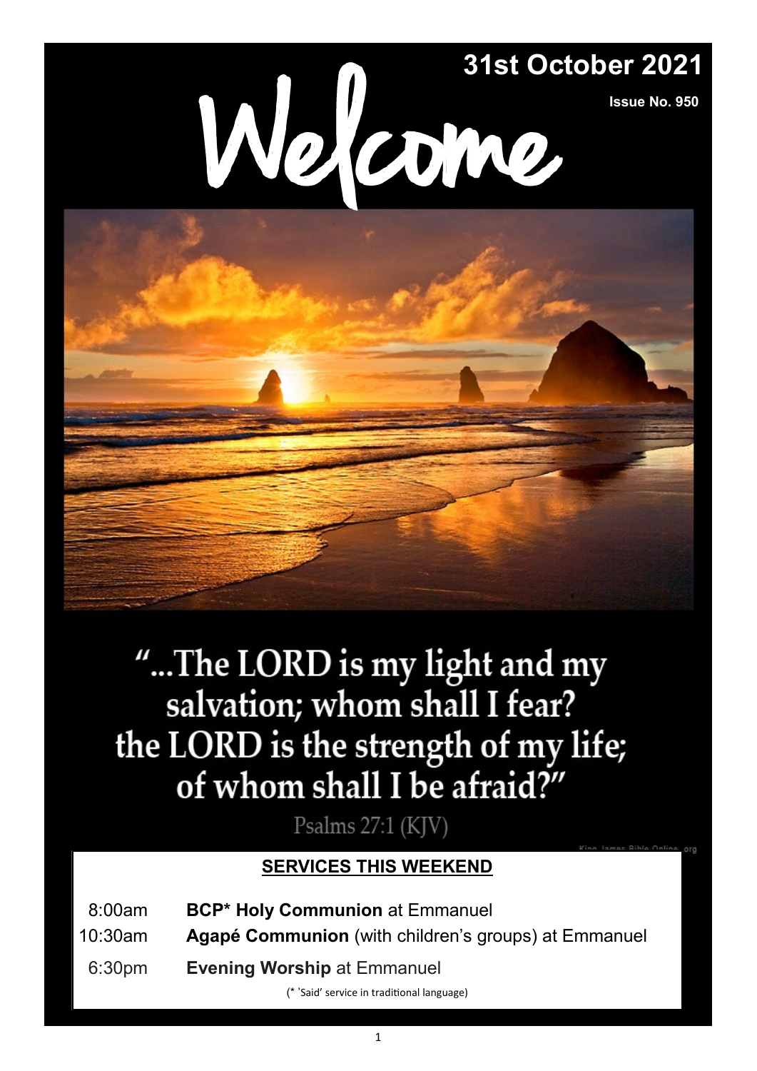# Welcome

**31st October 2021**

**Issue No. 950**

"...The LORD is my light and my salvation; whom shall I fear? the LORD is the strength of my life; of whom shall I be afraid?"

Psalms 27:1 (KJV)

## SERVICES THIS WEEKEND

| | |
|---|---|
| 8:00am | **BCP* Holy Communion** at Emmanuel |
| 10:30am | **Agapé Communion** (with children's groups) at Emmanuel |
| 6:30pm | **Evening Worship** at Emmanuel |

(* 'Said' service in traditional language)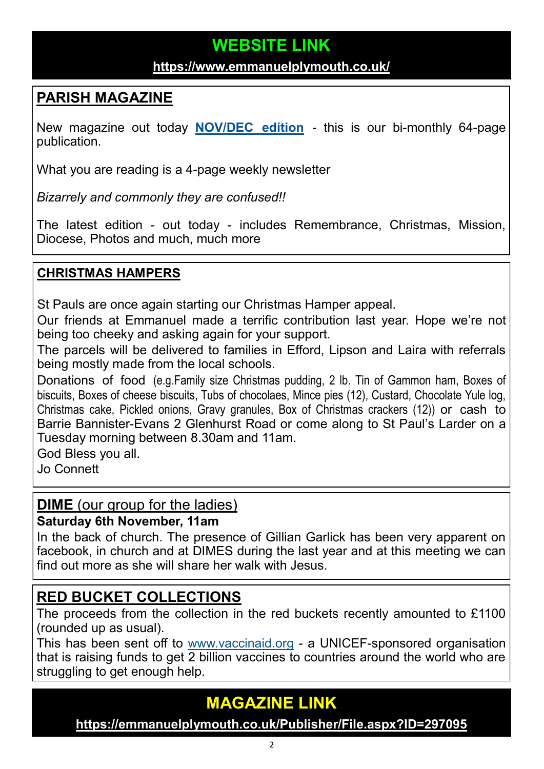## WEBSITE LINK

**https://www.emmanuelplymouth.co.uk/**

## PARISH MAGAZINE

New magazine out today **NOV/DEC edition** - this is our bi-monthly 64-page publication.

What you are reading is a 4-page weekly newsletter

*Bizarrely and commonly they are confused!!*

The latest edition - out today - includes Remembrance, Christmas, Mission, Diocese, Photos and much, much more

## CHRISTMAS HAMPERS

St Pauls are once again starting our Christmas Hamper appeal.

Our friends at Emmanuel made a terrific contribution last year. Hope we're not being too cheeky and asking again for your support.

The parcels will be delivered to families in Efford, Lipson and Laira with referrals being mostly made from the local schools.

Donations of food (e.g.Family size Christmas pudding, 2 lb. Tin of Gammon ham, Boxes of biscuits, Boxes of cheese biscuits, Tubs of chocolaes, Mince pies (12), Custard, Chocolate Yule log, Christmas cake, Pickled onions, Gravy granules, Box of Christmas crackers (12)) or cash to Barrie Bannister-Evans 2 Glenhurst Road or come along to St Paul's Larder on a Tuesday morning between 8.30am and 11am.

God Bless you all.

Jo Connett

## DIME (our group for the ladies)

**Saturday 6th November, 11am**

In the back of church. The presence of Gillian Garlick has been very apparent on facebook, in church and at DIMES during the last year and at this meeting we can find out more as she will share her walk with Jesus.

## RED BUCKET COLLECTIONS

The proceeds from the collection in the red buckets recently amounted to £1100 (rounded up as usual).

This has been sent off to www.vaccinaid.org - a UNICEF-sponsored organisation that is raising funds to get 2 billion vaccines to countries around the world who are struggling to get enough help.

## MAGAZINE LINK

**https://emmanuelplymouth.co.uk/Publisher/File.aspx?ID=297095**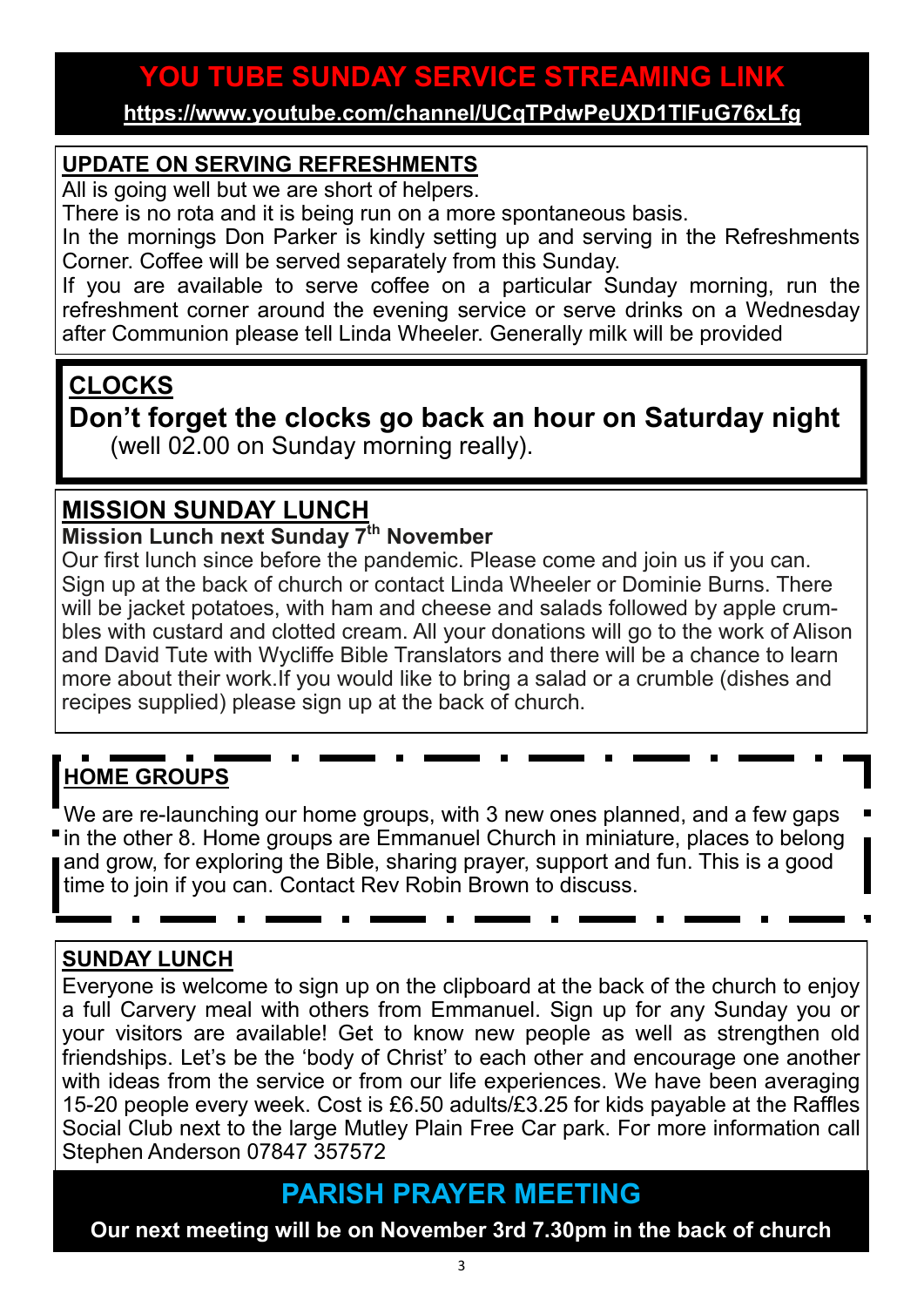## YOU TUBE SUNDAY SERVICE STREAMING LINK

**https://www.youtube.com/channel/UCqTPdwPeUXD1TlFuG76xLfg**

## UPDATE ON SERVING REFRESHMENTS

All is going well but we are short of helpers.

There is no rota and it is being run on a more spontaneous basis.

In the mornings Don Parker is kindly setting up and serving in the Refreshments Corner. Coffee will be served separately from this Sunday.

If you are available to serve coffee on a particular Sunday morning, run the refreshment corner around the evening service or serve drinks on a Wednesday after Communion please tell Linda Wheeler. Generally milk will be provided

## CLOCKS

**Don't forget the clocks go back an hour on Saturday night**

(well 02.00 on Sunday morning really).

## MISSION SUNDAY LUNCH

**Mission Lunch next Sunday 7th November**

Our first lunch since before the pandemic. Please come and join us if you can. Sign up at the back of church or contact Linda Wheeler or Dominie Burns. There will be jacket potatoes, with ham and cheese and salads followed by apple crumbles with custard and clotted cream. All your donations will go to the work of Alison and David Tute with Wycliffe Bible Translators and there will be a chance to learn more about their work.If you would like to bring a salad or a crumble (dishes and recipes supplied) please sign up at the back of church.

## HOME GROUPS

We are re-launching our home groups, with 3 new ones planned, and a few gaps in the other 8. Home groups are Emmanuel Church in miniature, places to belong and grow, for exploring the Bible, sharing prayer, support and fun. This is a good time to join if you can. Contact Rev Robin Brown to discuss.

## SUNDAY LUNCH

Everyone is welcome to sign up on the clipboard at the back of the church to enjoy a full Carvery meal with others from Emmanuel. Sign up for any Sunday you or your visitors are available! Get to know new people as well as strengthen old friendships. Let's be the 'body of Christ' to each other and encourage one another with ideas from the service or from our life experiences. We have been averaging 15-20 people every week. Cost is £6.50 adults/£3.25 for kids payable at the Raffles Social Club next to the large Mutley Plain Free Car park. For more information call Stephen Anderson 07847 357572

## PARISH PRAYER MEETING

**Our next meeting will be on November 3rd 7.30pm in the back of church**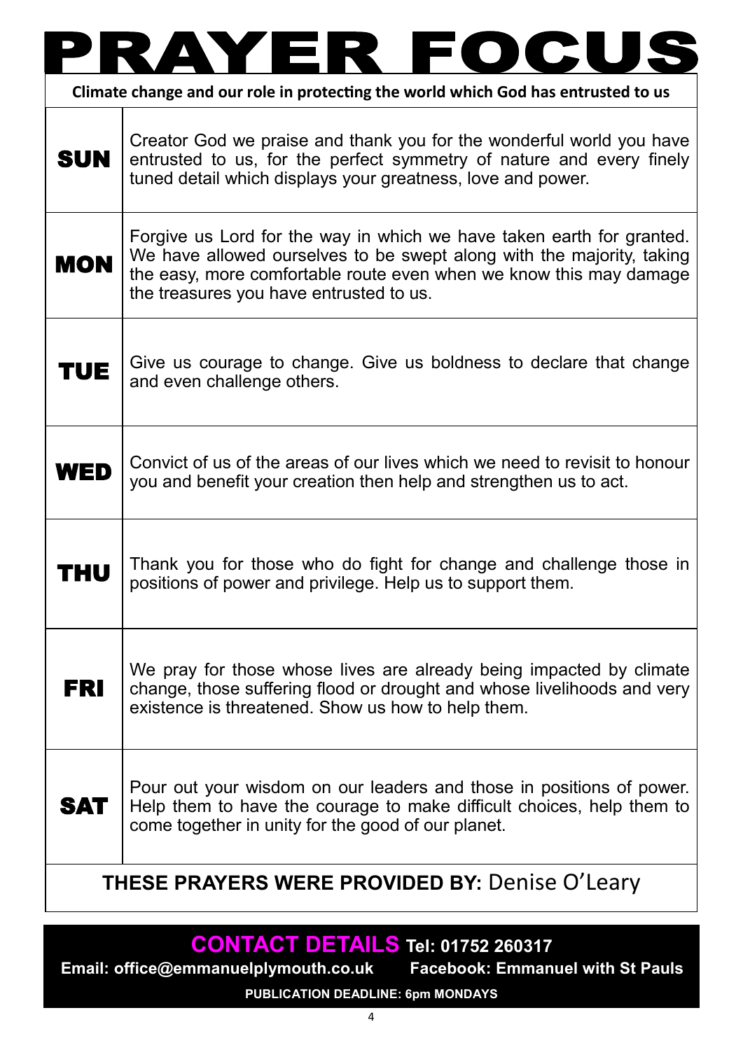# PRAYER FOCUS

**Climate change and our role in protecting the world which God has entrusted to us**

| | |
|---|---|
| **SUN** | Creator God we praise and thank you for the wonderful world you have entrusted to us, for the perfect symmetry of nature and every finely tuned detail which displays your greatness, love and power. |
| **MON** | Forgive us Lord for the way in which we have taken earth for granted. We have allowed ourselves to be swept along with the majority, taking the easy, more comfortable route even when we know this may damage the treasures you have entrusted to us. |
| **TUE** | Give us courage to change. Give us boldness to declare that change and even challenge others. |
| **WED** | Convict of us of the areas of our lives which we need to revisit to honour you and benefit your creation then help and strengthen us to act. |
| **THU** | Thank you for those who do fight for change and challenge those in positions of power and privilege. Help us to support them. |
| **FRI** | We pray for those whose lives are already being impacted by climate change, those suffering flood or drought and whose livelihoods and very existence is threatened. Show us how to help them. |
| **SAT** | Pour out your wisdom on our leaders and those in positions of power. Help them to have the courage to make difficult choices, help them to come together in unity for the good of our planet. |

**THESE PRAYERS WERE PROVIDED BY:** Denise O'Leary

**CONTACT DETAILS Tel: 01752 260317**

**Email: office@emmanuelplymouth.co.uk** **Facebook: Emmanuel with St Pauls**

**PUBLICATION DEADLINE: 6pm MONDAYS**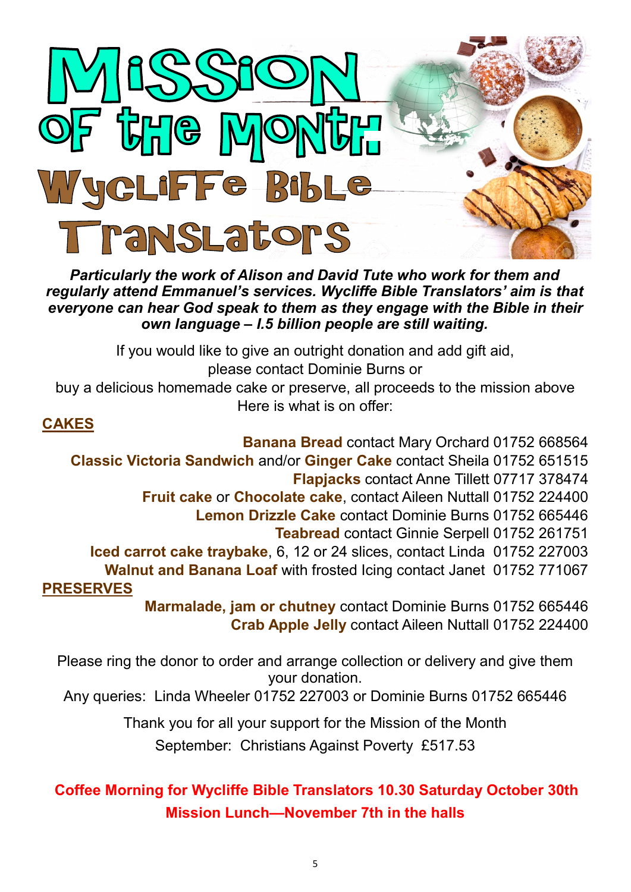# Mission of the Month: Wycliffe Bible Translators

***Particularly the work of Alison and David Tute who work for them and regularly attend Emmanuel's services. Wycliffe Bible Translators' aim is that everyone can hear God speak to them as they engage with the Bible in their own language – I.5 billion people are still waiting.***

If you would like to give an outright donation and add gift aid, please contact Dominie Burns or buy a delicious homemade cake or preserve, all proceeds to the mission above. Here is what is on offer:

## CAKES

**Banana Bread** contact Mary Orchard 01752 668564

**Classic Victoria Sandwich** and/or **Ginger Cake** contact Sheila 01752 651515

**Flapjacks** contact Anne Tillett 07717 378474

**Fruit cake** or **Chocolate cake**, contact Aileen Nuttall 01752 224400

**Lemon Drizzle Cake** contact Dominie Burns 01752 665446

**Teabread** contact Ginnie Serpell 01752 261751

**Iced carrot cake traybake**, 6, 12 or 24 slices, contact Linda 01752 227003

**Walnut and Banana Loaf** with frosted Icing contact Janet 01752 771067

## PRESERVES

**Marmalade, jam or chutney** contact Dominie Burns 01752 665446

**Crab Apple Jelly** contact Aileen Nuttall 01752 224400

Please ring the donor to order and arrange collection or delivery and give them your donation.

Any queries: Linda Wheeler 01752 227003 or Dominie Burns 01752 665446

Thank you for all your support for the Mission of the Month

September: Christians Against Poverty £517.53

**Coffee Morning for Wycliffe Bible Translators 10.30 Saturday October 30th**

**Mission Lunch—November 7th in the halls**